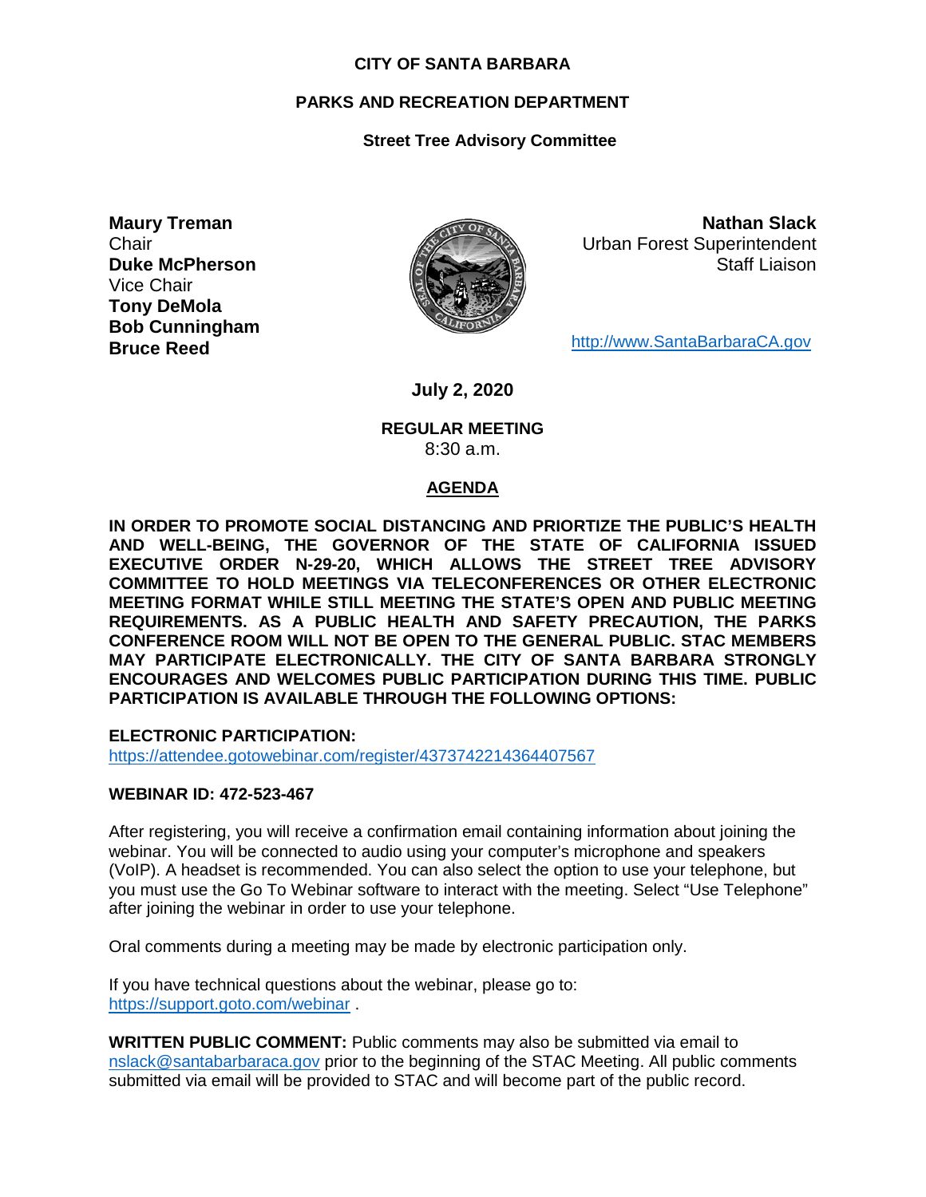**CITY OF SANTA BARBARA**

**PARKS AND RECREATION DEPARTMENT**

**Street Tree Advisory Committee**

**Maury Treman**
Chair
**Duke McPherson**
Vice Chair
**Tony DeMola**
**Bob Cunningham**
**Bruce Reed**

**Nathan Slack**
Urban Forest Superintendent
Staff Liaison

http://www.SantaBarbaraCA.gov

**July 2, 2020**

**REGULAR MEETING**
8:30 a.m.

## AGENDA

**IN ORDER TO PROMOTE SOCIAL DISTANCING AND PRIORTIZE THE PUBLIC'S HEALTH AND WELL-BEING, THE GOVERNOR OF THE STATE OF CALIFORNIA ISSUED EXECUTIVE ORDER N-29-20, WHICH ALLOWS THE STREET TREE ADVISORY COMMITTEE TO HOLD MEETINGS VIA TELECONFERENCES OR OTHER ELECTRONIC MEETING FORMAT WHILE STILL MEETING THE STATE'S OPEN AND PUBLIC MEETING REQUIREMENTS. AS A PUBLIC HEALTH AND SAFETY PRECAUTION, THE PARKS CONFERENCE ROOM WILL NOT BE OPEN TO THE GENERAL PUBLIC. STAC MEMBERS MAY PARTICIPATE ELECTRONICALLY. THE CITY OF SANTA BARBARA STRONGLY ENCOURAGES AND WELCOMES PUBLIC PARTICIPATION DURING THIS TIME. PUBLIC PARTICIPATION IS AVAILABLE THROUGH THE FOLLOWING OPTIONS:**

**ELECTRONIC PARTICIPATION:**
https://attendee.gotowebinar.com/register/4373742214364407567

**WEBINAR ID: 472-523-467**

After registering, you will receive a confirmation email containing information about joining the webinar. You will be connected to audio using your computer's microphone and speakers (VoIP). A headset is recommended. You can also select the option to use your telephone, but you must use the Go To Webinar software to interact with the meeting. Select "Use Telephone" after joining the webinar in order to use your telephone.

Oral comments during a meeting may be made by electronic participation only.

If you have technical questions about the webinar, please go to:
https://support.goto.com/webinar .

**WRITTEN PUBLIC COMMENT:** Public comments may also be submitted via email to nslack@santabarbaraca.gov prior to the beginning of the STAC Meeting. All public comments submitted via email will be provided to STAC and will become part of the public record.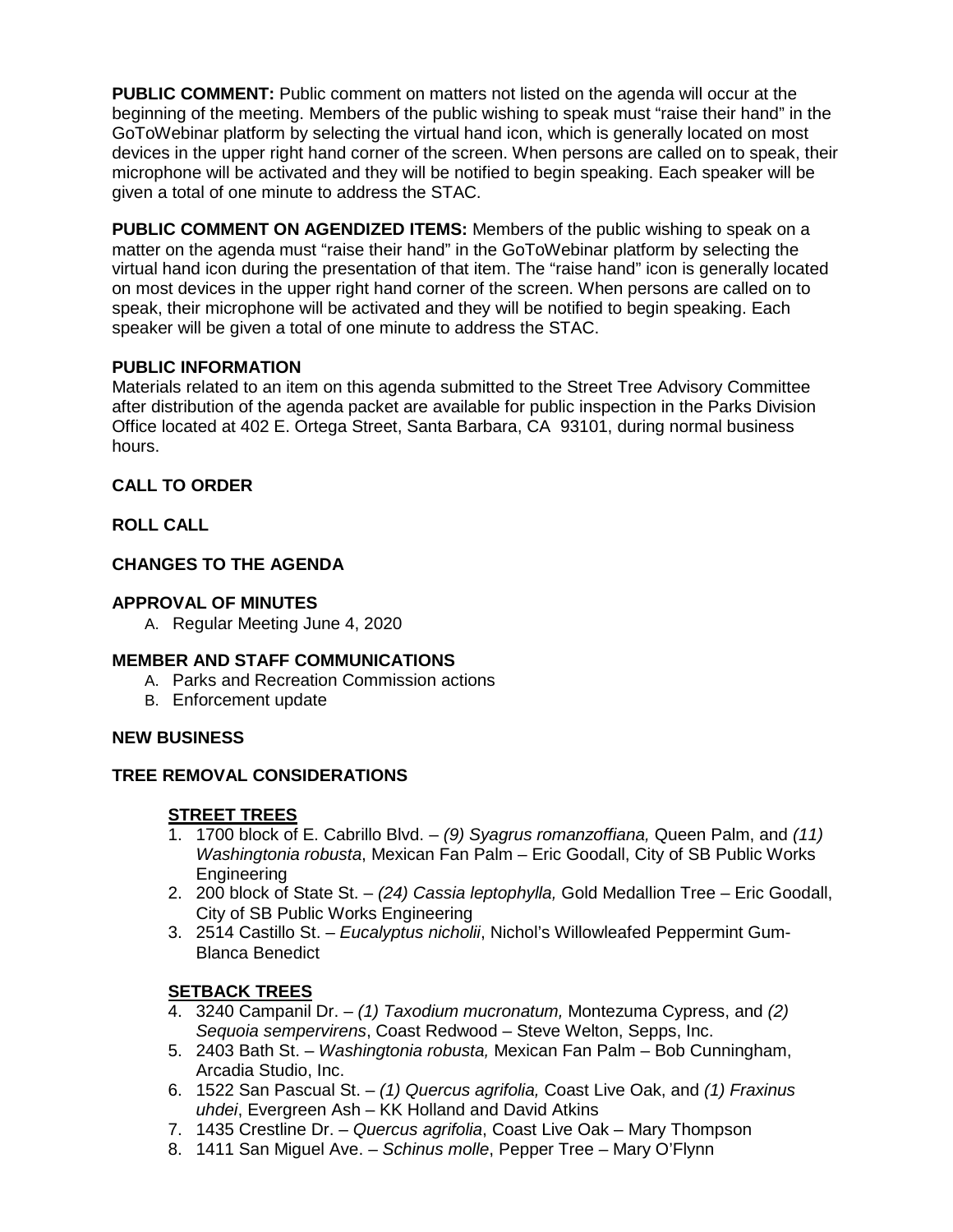**PUBLIC COMMENT:** Public comment on matters not listed on the agenda will occur at the beginning of the meeting. Members of the public wishing to speak must "raise their hand" in the GoToWebinar platform by selecting the virtual hand icon, which is generally located on most devices in the upper right hand corner of the screen. When persons are called on to speak, their microphone will be activated and they will be notified to begin speaking. Each speaker will be given a total of one minute to address the STAC.

**PUBLIC COMMENT ON AGENDIZED ITEMS:** Members of the public wishing to speak on a matter on the agenda must "raise their hand" in the GoToWebinar platform by selecting the virtual hand icon during the presentation of that item. The "raise hand" icon is generally located on most devices in the upper right hand corner of the screen. When persons are called on to speak, their microphone will be activated and they will be notified to begin speaking. Each speaker will be given a total of one minute to address the STAC.

**PUBLIC INFORMATION**

Materials related to an item on this agenda submitted to the Street Tree Advisory Committee after distribution of the agenda packet are available for public inspection in the Parks Division Office located at 402 E. Ortega Street, Santa Barbara, CA 93101, during normal business hours.

**CALL TO ORDER**

**ROLL CALL**

**CHANGES TO THE AGENDA**

**APPROVAL OF MINUTES**

A. Regular Meeting June 4, 2020

**MEMBER AND STAFF COMMUNICATIONS**

A. Parks and Recreation Commission actions
B. Enforcement update

**NEW BUSINESS**

**TREE REMOVAL CONSIDERATIONS**

**STREET TREES**

1. 1700 block of E. Cabrillo Blvd. – *(9) Syagrus romanzoffiana,* Queen Palm, and *(11) Washingtonia robusta*, Mexican Fan Palm – Eric Goodall, City of SB Public Works Engineering
2. 200 block of State St. – *(24) Cassia leptophylla,* Gold Medallion Tree – Eric Goodall, City of SB Public Works Engineering
3. 2514 Castillo St. – *Eucalyptus nicholii*, Nichol's Willowleafed Peppermint Gum- Blanca Benedict

**SETBACK TREES**

4. 3240 Campanil Dr. – *(1) Taxodium mucronatum,* Montezuma Cypress, and *(2) Sequoia sempervirens*, Coast Redwood – Steve Welton, Sepps, Inc.
5. 2403 Bath St. – *Washingtonia robusta,* Mexican Fan Palm – Bob Cunningham, Arcadia Studio, Inc.
6. 1522 San Pascual St. – *(1) Quercus agrifolia,* Coast Live Oak, and *(1) Fraxinus uhdei*, Evergreen Ash – KK Holland and David Atkins
7. 1435 Crestline Dr. – *Quercus agrifolia*, Coast Live Oak – Mary Thompson
8. 1411 San Miguel Ave. – *Schinus molle*, Pepper Tree – Mary O'Flynn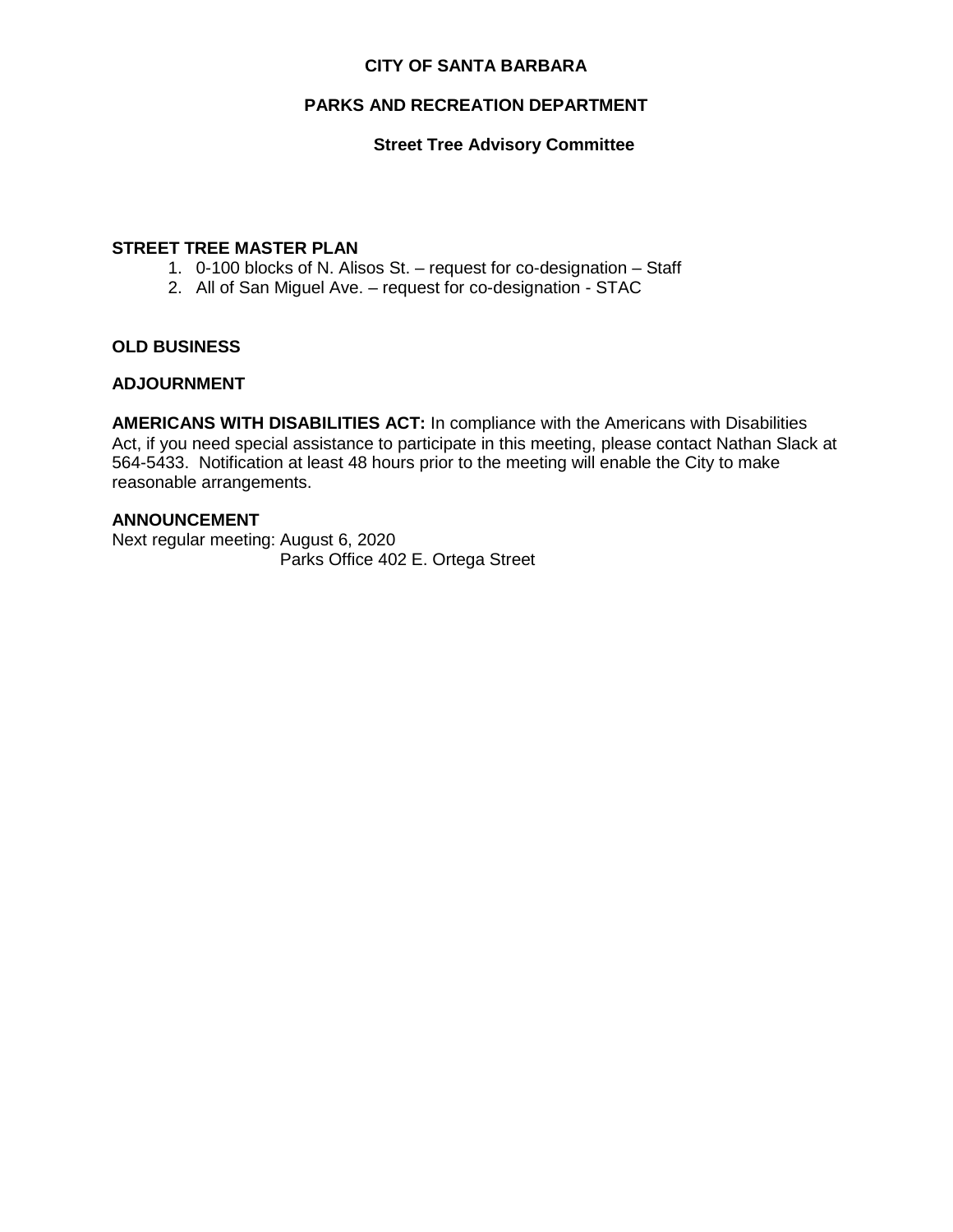**CITY OF SANTA BARBARA**

**PARKS AND RECREATION DEPARTMENT**

**Street Tree Advisory Committee**

## STREET TREE MASTER PLAN

1. 0-100 blocks of N. Alisos St. – request for co-designation – Staff
2. All of San Miguel Ave. – request for co-designation - STAC

## OLD BUSINESS

## ADJOURNMENT

**AMERICANS WITH DISABILITIES ACT:** In compliance with the Americans with Disabilities Act, if you need special assistance to participate in this meeting, please contact Nathan Slack at 564-5433. Notification at least 48 hours prior to the meeting will enable the City to make reasonable arrangements.

## ANNOUNCEMENT

Next regular meeting: August 6, 2020
Parks Office 402 E. Ortega Street